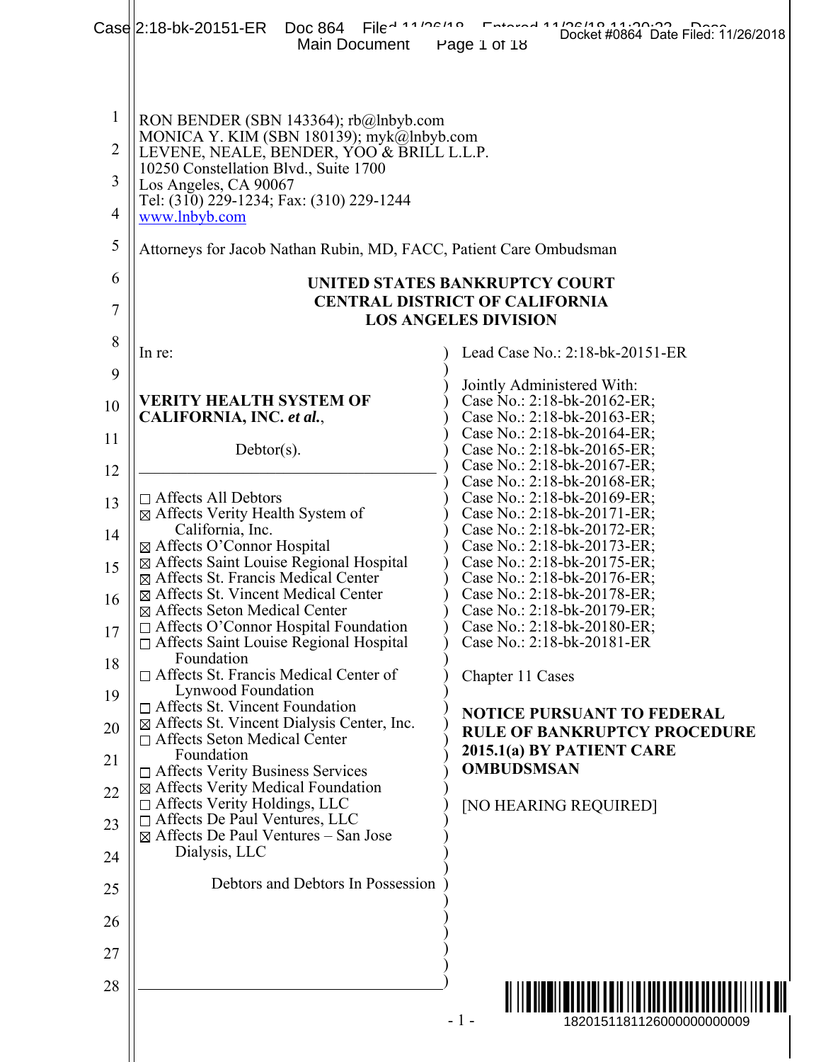RON BENDER (SBN 143364); rb@lnbyb.com
MONICA Y. KIM (SBN 180139); myk@lnbyb.com
LEVENE, NEALE, BENDER, YOO & BRILL L.L.P.
10250 Constellation Blvd., Suite 1700
Los Angeles, CA 90067
Tel: (310) 229-1234; Fax: (310) 229-1244
www.lnbyb.com

Attorneys for Jacob Nathan Rubin, MD, FACC, Patient Care Ombudsman

**UNITED STATES BANKRUPTCY COURT**
**CENTRAL DISTRICT OF CALIFORNIA**
**LOS ANGELES DIVISION**

In re:

**VERITY HEALTH SYSTEM OF CALIFORNIA, INC. *et al.*,**

Debtor(s).

- ☐ Affects All Debtors
- ☒ Affects Verity Health System of California, Inc.
- ☒ Affects O'Connor Hospital
- ☒ Affects Saint Louise Regional Hospital
- ☒ Affects St. Francis Medical Center
- ☒ Affects St. Vincent Medical Center
- ☒ Affects Seton Medical Center
- ☐ Affects O'Connor Hospital Foundation
- ☐ Affects Saint Louise Regional Hospital Foundation
- ☐ Affects St. Francis Medical Center of Lynwood Foundation
- ☐ Affects St. Vincent Foundation
- ☒ Affects St. Vincent Dialysis Center, Inc.
- ☐ Affects Seton Medical Center Foundation
- ☐ Affects Verity Business Services
- ☒ Affects Verity Medical Foundation
- ☐ Affects Verity Holdings, LLC
- ☐ Affects De Paul Ventures, LLC
- ☒ Affects De Paul Ventures – San Jose Dialysis, LLC

Debtors and Debtors In Possession

Lead Case No.: 2:18-bk-20151-ER

Jointly Administered With:
Case No.: 2:18-bk-20162-ER;
Case No.: 2:18-bk-20163-ER;
Case No.: 2:18-bk-20164-ER;
Case No.: 2:18-bk-20165-ER;
Case No.: 2:18-bk-20167-ER;
Case No.: 2:18-bk-20168-ER;
Case No.: 2:18-bk-20169-ER;
Case No.: 2:18-bk-20171-ER;
Case No.: 2:18-bk-20172-ER;
Case No.: 2:18-bk-20173-ER;
Case No.: 2:18-bk-20175-ER;
Case No.: 2:18-bk-20176-ER;
Case No.: 2:18-bk-20178-ER;
Case No.: 2:18-bk-20179-ER;
Case No.: 2:18-bk-20180-ER;
Case No.: 2:18-bk-20181-ER

Chapter 11 Cases

**NOTICE PURSUANT TO FEDERAL RULE OF BANKRUPTCY PROCEDURE 2015.1(a) BY PATIENT CARE OMBUDSMSAN**

[NO HEARING REQUIRED]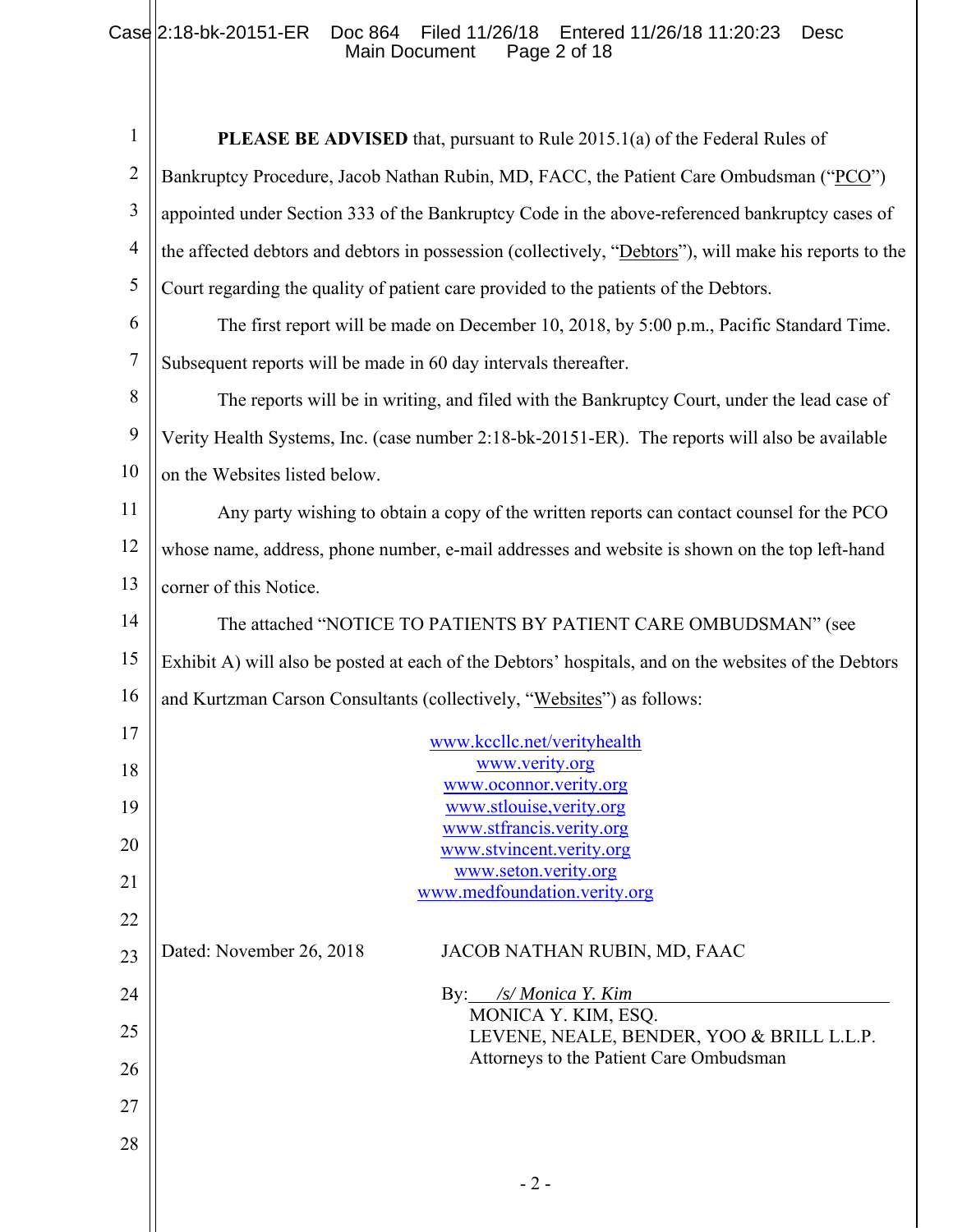**PLEASE BE ADVISED** that, pursuant to Rule 2015.1(a) of the Federal Rules of Bankruptcy Procedure, Jacob Nathan Rubin, MD, FACC, the Patient Care Ombudsman ("PCO") appointed under Section 333 of the Bankruptcy Code in the above-referenced bankruptcy cases of the affected debtors and debtors in possession (collectively, "Debtors"), will make his reports to the Court regarding the quality of patient care provided to the patients of the Debtors.

The first report will be made on December 10, 2018, by 5:00 p.m., Pacific Standard Time. Subsequent reports will be made in 60 day intervals thereafter.

The reports will be in writing, and filed with the Bankruptcy Court, under the lead case of Verity Health Systems, Inc. (case number 2:18-bk-20151-ER). The reports will also be available on the Websites listed below.

Any party wishing to obtain a copy of the written reports can contact counsel for the PCO whose name, address, phone number, e-mail addresses and website is shown on the top left-hand corner of this Notice.

The attached "NOTICE TO PATIENTS BY PATIENT CARE OMBUDSMAN" (see Exhibit A) will also be posted at each of the Debtors' hospitals, and on the websites of the Debtors and Kurtzman Carson Consultants (collectively, "Websites") as follows:

www.kccllc.net/verityhealth
www.verity.org
www.oconnor.verity.org
www.stlouise,verity.org
www.stfrancis.verity.org
www.stvincent.verity.org
www.seton.verity.org
www.medfoundation.verity.org

Dated: November 26, 2018

JACOB NATHAN RUBIN, MD, FAAC

By: */s/ Monica Y. Kim*
MONICA Y. KIM, ESQ.
LEVENE, NEALE, BENDER, YOO & BRILL L.L.P.
Attorneys to the Patient Care Ombudsman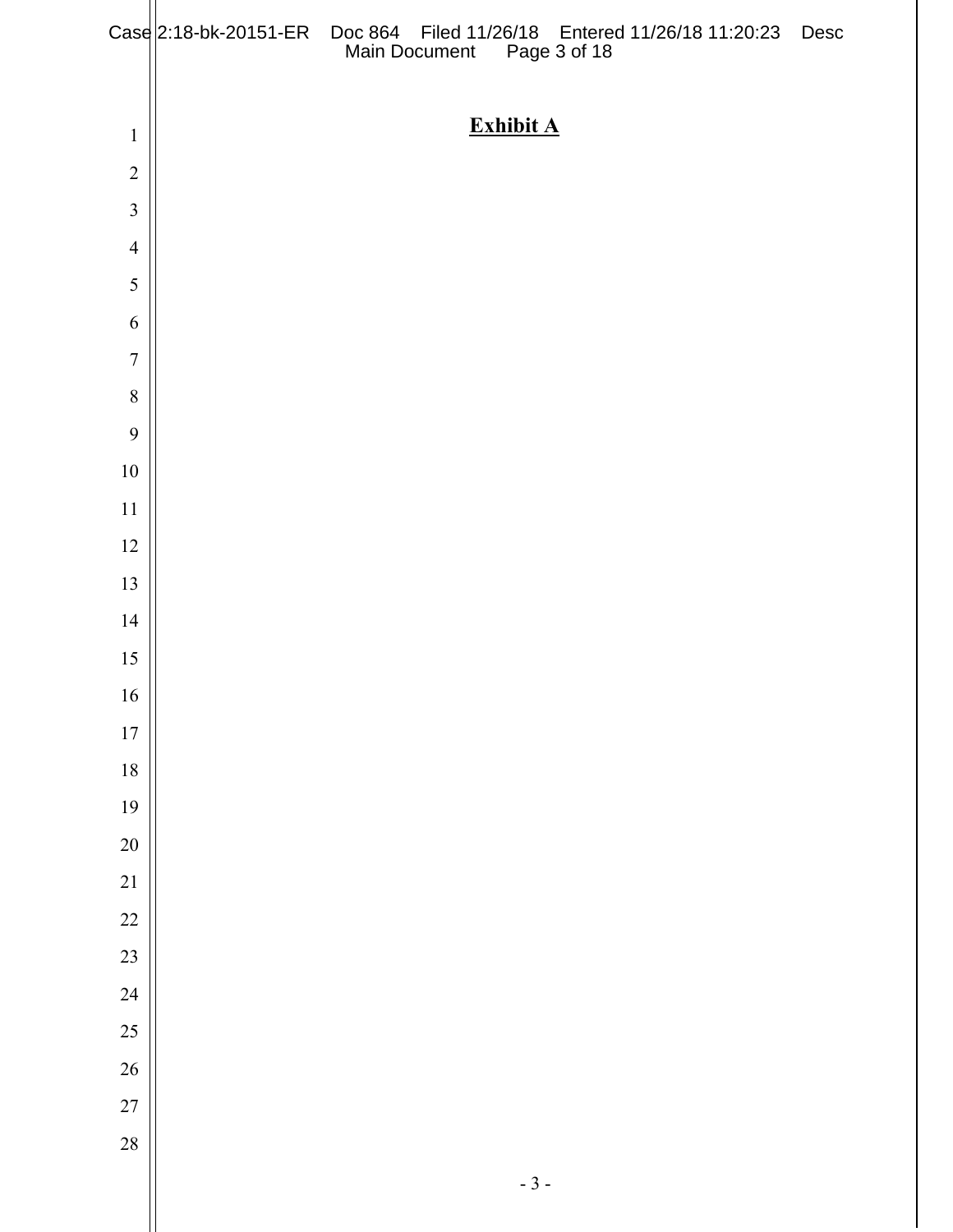**Exhibit A**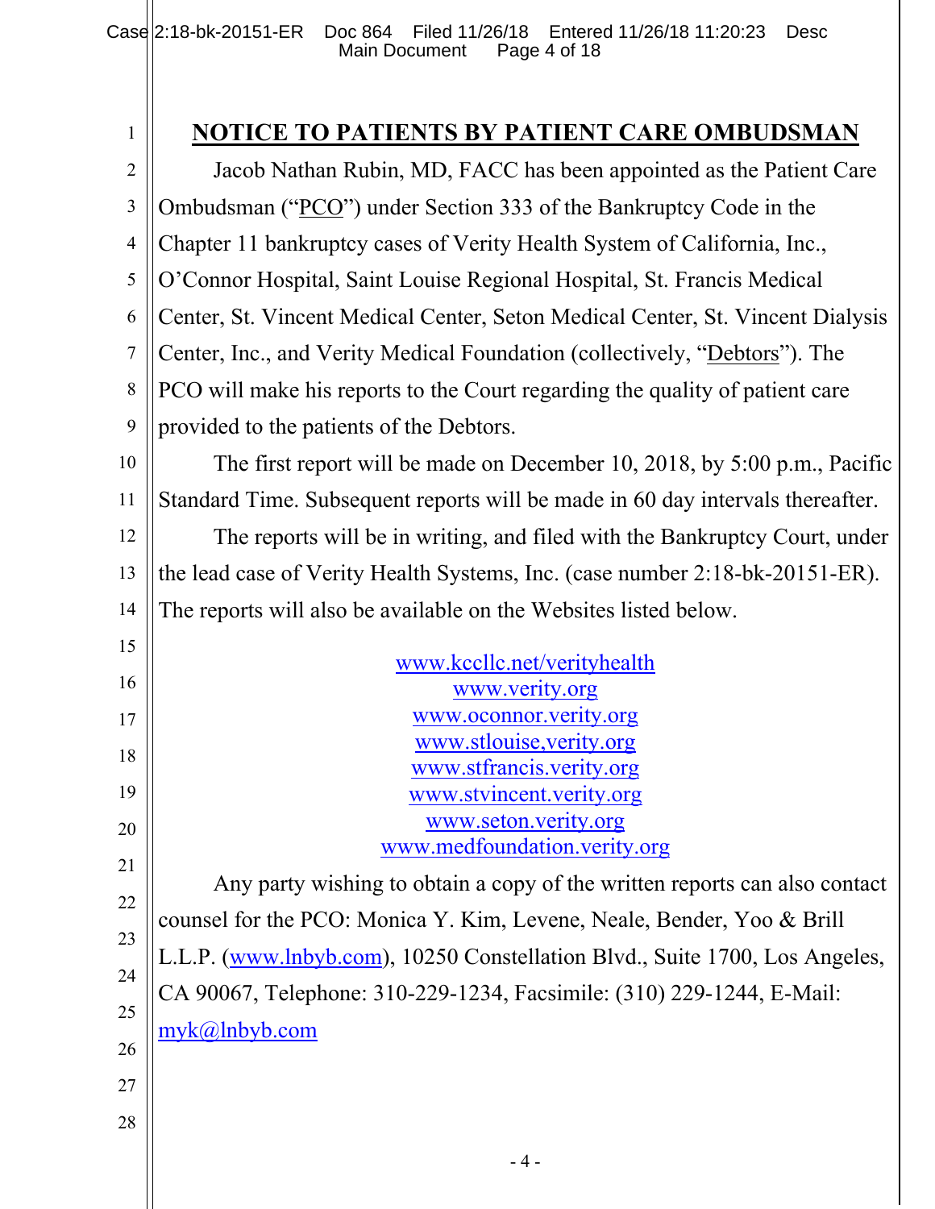# NOTICE TO PATIENTS BY PATIENT CARE OMBUDSMAN

Jacob Nathan Rubin, MD, FACC has been appointed as the Patient Care Ombudsman ("PCO") under Section 333 of the Bankruptcy Code in the Chapter 11 bankruptcy cases of Verity Health System of California, Inc., O'Connor Hospital, Saint Louise Regional Hospital, St. Francis Medical Center, St. Vincent Medical Center, Seton Medical Center, St. Vincent Dialysis Center, Inc., and Verity Medical Foundation (collectively, "Debtors"). The PCO will make his reports to the Court regarding the quality of patient care provided to the patients of the Debtors.

The first report will be made on December 10, 2018, by 5:00 p.m., Pacific Standard Time. Subsequent reports will be made in 60 day intervals thereafter.

The reports will be in writing, and filed with the Bankruptcy Court, under the lead case of Verity Health Systems, Inc. (case number 2:18-bk-20151-ER). The reports will also be available on the Websites listed below.

www.kccllc.net/verityhealth
www.verity.org
www.oconnor.verity.org
www.stlouise,verity.org
www.stfrancis.verity.org
www.stvincent.verity.org
www.seton.verity.org
www.medfoundation.verity.org

Any party wishing to obtain a copy of the written reports can also contact counsel for the PCO: Monica Y. Kim, Levene, Neale, Bender, Yoo & Brill L.L.P. (www.lnbyb.com), 10250 Constellation Blvd., Suite 1700, Los Angeles, CA 90067, Telephone: 310-229-1234, Facsimile: (310) 229-1244, E-Mail: myk@lnbyb.com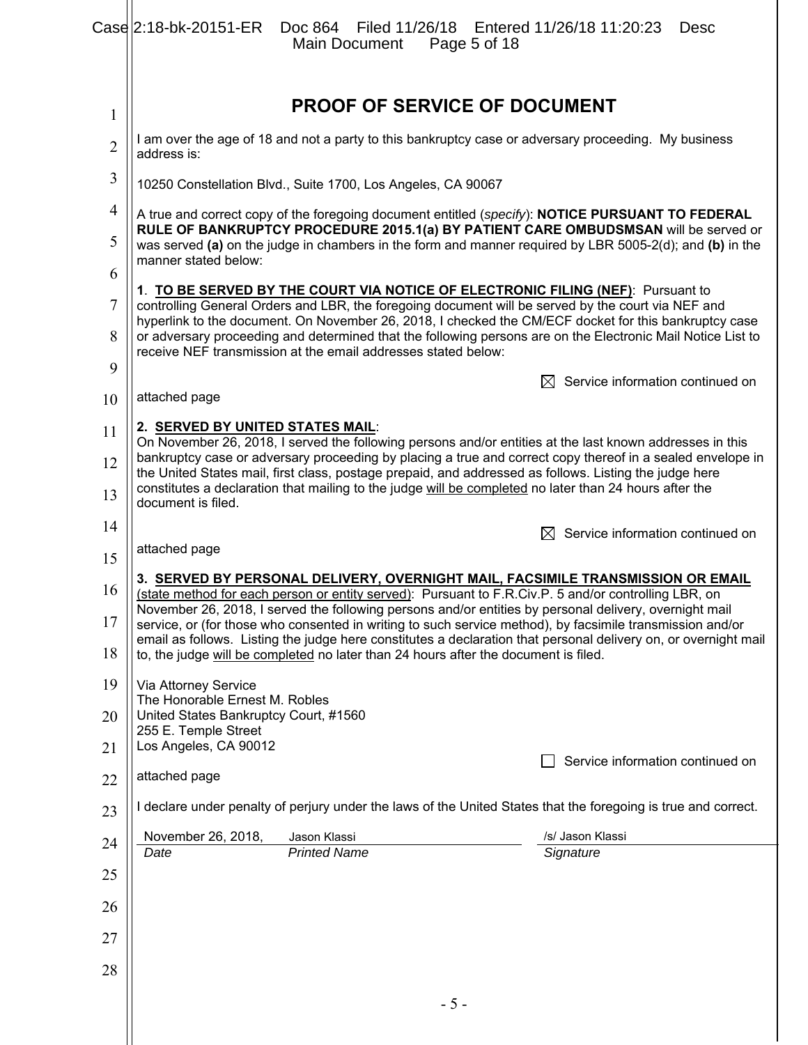# PROOF OF SERVICE OF DOCUMENT

I am over the age of 18 and not a party to this bankruptcy case or adversary proceeding. My business address is:

10250 Constellation Blvd., Suite 1700, Los Angeles, CA 90067

A true and correct copy of the foregoing document entitled (*specify*): **NOTICE PURSUANT TO FEDERAL RULE OF BANKRUPTCY PROCEDURE 2015.1(a) BY PATIENT CARE OMBUDSMSAN** will be served or was served **(a)** on the judge in chambers in the form and manner required by LBR 5005-2(d); and **(b)** in the manner stated below:

**1**. **TO BE SERVED BY THE COURT VIA NOTICE OF ELECTRONIC FILING (NEF)**: Pursuant to controlling General Orders and LBR, the foregoing document will be served by the court via NEF and hyperlink to the document. On November 26, 2018, I checked the CM/ECF docket for this bankruptcy case or adversary proceeding and determined that the following persons are on the Electronic Mail Notice List to receive NEF transmission at the email addresses stated below:

☒ Service information continued on attached page

**2. SERVED BY UNITED STATES MAIL**:
On November 26, 2018, I served the following persons and/or entities at the last known addresses in this bankruptcy case or adversary proceeding by placing a true and correct copy thereof in a sealed envelope in the United States mail, first class, postage prepaid, and addressed as follows. Listing the judge here constitutes a declaration that mailing to the judge will be completed no later than 24 hours after the document is filed.

☒ Service information continued on attached page

**3. SERVED BY PERSONAL DELIVERY, OVERNIGHT MAIL, FACSIMILE TRANSMISSION OR EMAIL** (state method for each person or entity served): Pursuant to F.R.Civ.P. 5 and/or controlling LBR, on November 26, 2018, I served the following persons and/or entities by personal delivery, overnight mail service, or (for those who consented in writing to such service method), by facsimile transmission and/or email as follows. Listing the judge here constitutes a declaration that personal delivery on, or overnight mail to, the judge will be completed no later than 24 hours after the document is filed.

Via Attorney Service
The Honorable Ernest M. Robles
United States Bankruptcy Court, #1560
255 E. Temple Street
Los Angeles, CA 90012

☐ Service information continued on attached page

I declare under penalty of perjury under the laws of the United States that the foregoing is true and correct.

| November 26, 2018, | Jason Klassi | /s/ Jason Klassi |
|---|---|---|
| *Date* | *Printed Name* | *Signature* |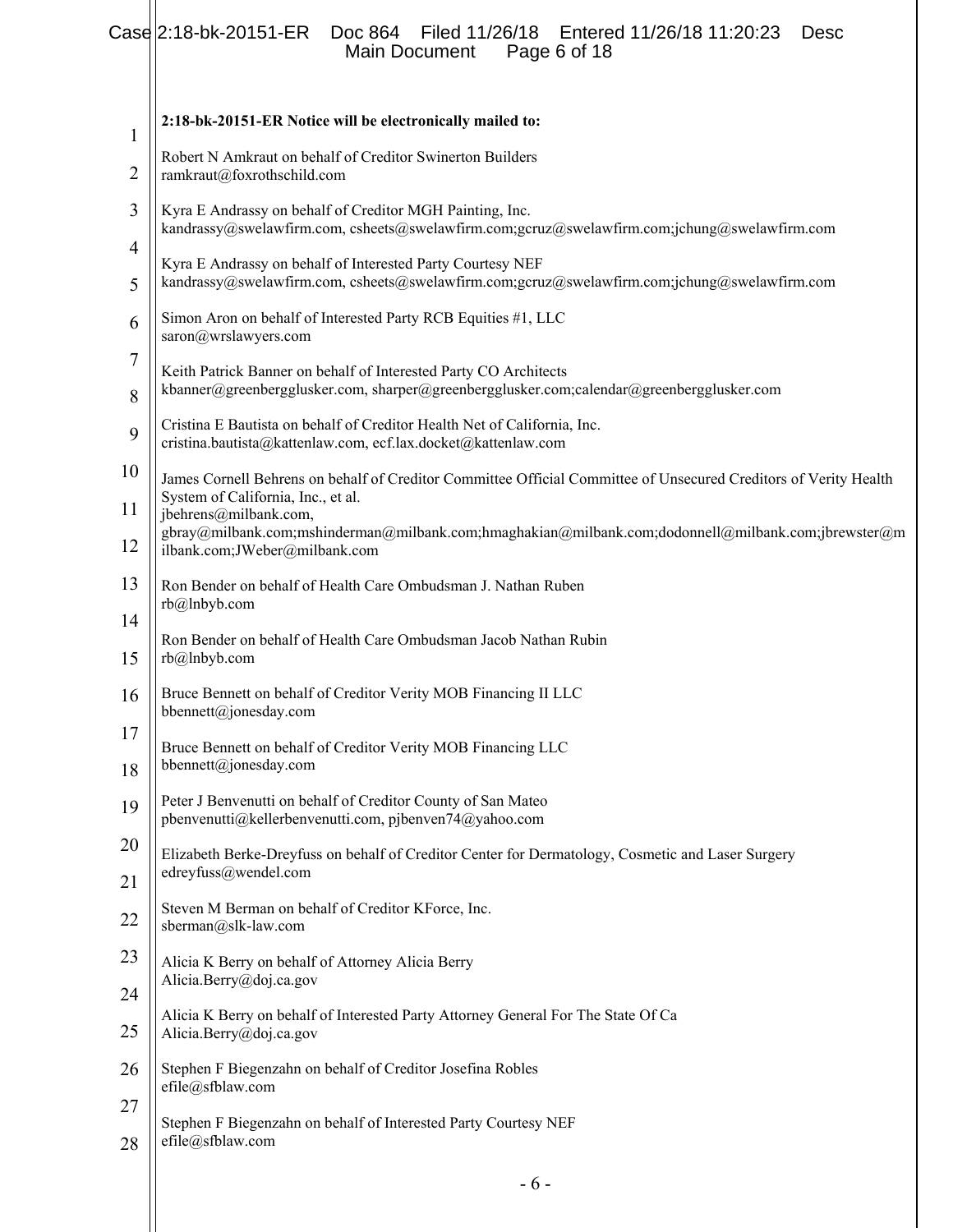**2:18-bk-20151-ER Notice will be electronically mailed to:**

Robert N Amkraut on behalf of Creditor Swinerton Builders
ramkraut@foxrothschild.com

Kyra E Andrassy on behalf of Creditor MGH Painting, Inc.
kandrassy@swelawfirm.com, csheets@swelawfirm.com;gcruz@swelawfirm.com;jchung@swelawfirm.com

Kyra E Andrassy on behalf of Interested Party Courtesy NEF
kandrassy@swelawfirm.com, csheets@swelawfirm.com;gcruz@swelawfirm.com;jchung@swelawfirm.com

Simon Aron on behalf of Interested Party RCB Equities #1, LLC
saron@wrslawyers.com

Keith Patrick Banner on behalf of Interested Party CO Architects
kbanner@greenbergglusker.com, sharper@greenbergglusker.com;calendar@greenbergglusker.com

Cristina E Bautista on behalf of Creditor Health Net of California, Inc.
cristina.bautista@kattenlaw.com, ecf.lax.docket@kattenlaw.com

James Cornell Behrens on behalf of Creditor Committee Official Committee of Unsecured Creditors of Verity Health System of California, Inc., et al.
jbehrens@milbank.com,
gbray@milbank.com;mshinderman@milbank.com;hmaghakian@milbank.com;dodonnell@milbank.com;jbrewster@milbank.com;JWeber@milbank.com

Ron Bender on behalf of Health Care Ombudsman J. Nathan Ruben
rb@lnbyb.com

Ron Bender on behalf of Health Care Ombudsman Jacob Nathan Rubin
rb@lnbyb.com

Bruce Bennett on behalf of Creditor Verity MOB Financing II LLC
bbennett@jonesday.com

Bruce Bennett on behalf of Creditor Verity MOB Financing LLC
bbennett@jonesday.com

Peter J Benvenutti on behalf of Creditor County of San Mateo
pbenvenutti@kellerbenvenutti.com, pjbenven74@yahoo.com

Elizabeth Berke-Dreyfuss on behalf of Creditor Center for Dermatology, Cosmetic and Laser Surgery
edreyfuss@wendel.com

Steven M Berman on behalf of Creditor KForce, Inc.
sberman@slk-law.com

Alicia K Berry on behalf of Attorney Alicia Berry
Alicia.Berry@doj.ca.gov

Alicia K Berry on behalf of Interested Party Attorney General For The State Of Ca
Alicia.Berry@doj.ca.gov

Stephen F Biegenzahn on behalf of Creditor Josefina Robles
efile@sfblaw.com

Stephen F Biegenzahn on behalf of Interested Party Courtesy NEF
efile@sfblaw.com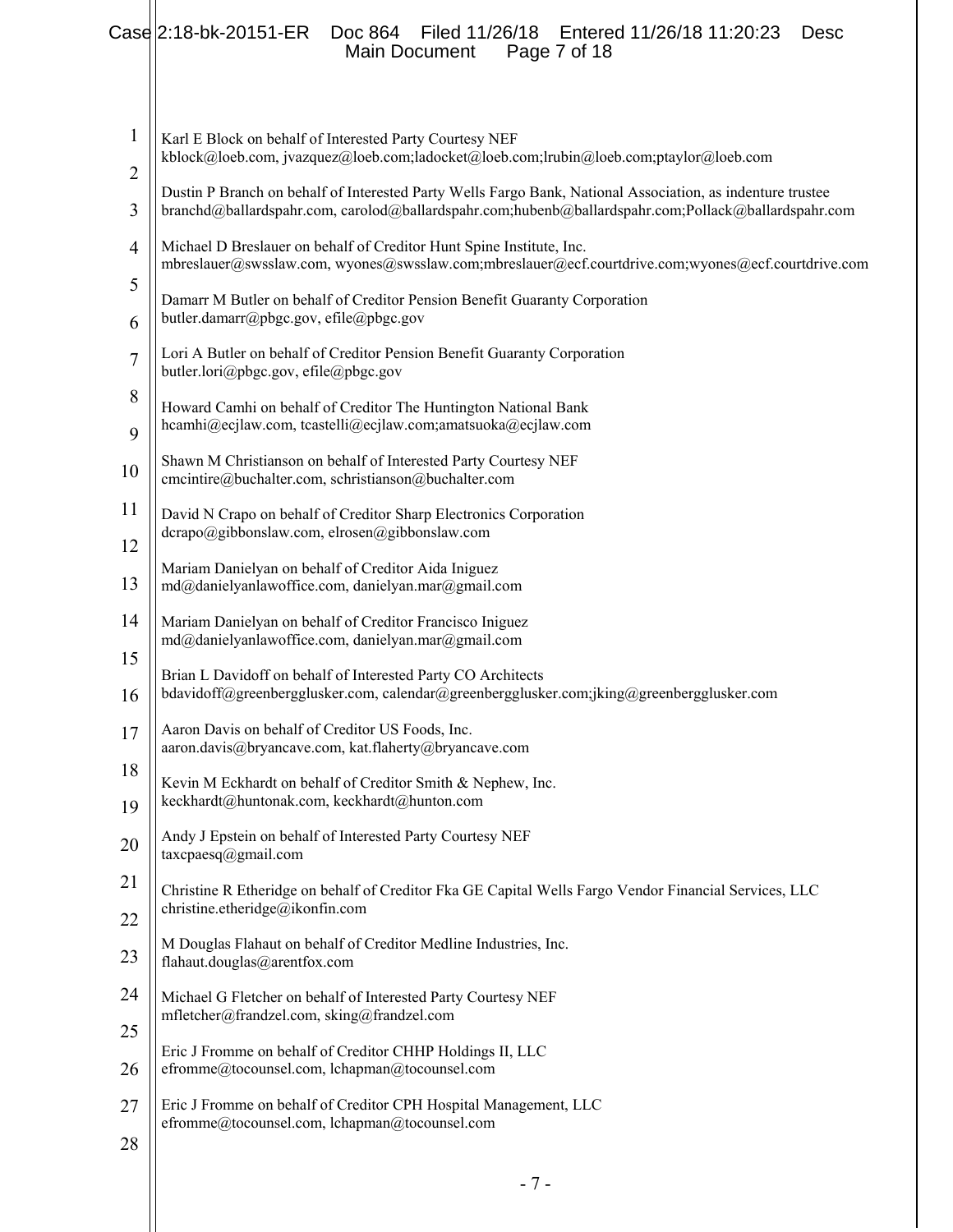Karl E Block on behalf of Interested Party Courtesy NEF
kblock@loeb.com, jvazquez@loeb.com;ladocket@loeb.com;lrubin@loeb.com;ptaylor@loeb.com

Dustin P Branch on behalf of Interested Party Wells Fargo Bank, National Association, as indenture trustee
branchd@ballardspahr.com, carolod@ballardspahr.com;hubenb@ballardspahr.com;Pollack@ballardspahr.com

Michael D Breslauer on behalf of Creditor Hunt Spine Institute, Inc.
mbreslauer@swsslaw.com, wyones@swsslaw.com;mbreslauer@ecf.courtdrive.com;wyones@ecf.courtdrive.com

Damarr M Butler on behalf of Creditor Pension Benefit Guaranty Corporation
butler.damarr@pbgc.gov, efile@pbgc.gov

Lori A Butler on behalf of Creditor Pension Benefit Guaranty Corporation
butler.lori@pbgc.gov, efile@pbgc.gov

Howard Camhi on behalf of Creditor The Huntington National Bank
hcamhi@ecjlaw.com, tcastelli@ecjlaw.com;amatsuoka@ecjlaw.com

Shawn M Christianson on behalf of Interested Party Courtesy NEF
cmcintire@buchalter.com, schristianson@buchalter.com

David N Crapo on behalf of Creditor Sharp Electronics Corporation
dcrapo@gibbonslaw.com, elrosen@gibbonslaw.com

Mariam Danielyan on behalf of Creditor Aida Iniguez
md@danielyanlawoffice.com, danielyan.mar@gmail.com

Mariam Danielyan on behalf of Creditor Francisco Iniguez
md@danielyanlawoffice.com, danielyan.mar@gmail.com

Brian L Davidoff on behalf of Interested Party CO Architects
bdavidoff@greenbergglusker.com, calendar@greenbergglusker.com;jking@greenbergglusker.com

Aaron Davis on behalf of Creditor US Foods, Inc.
aaron.davis@bryancave.com, kat.flaherty@bryancave.com

Kevin M Eckhardt on behalf of Creditor Smith & Nephew, Inc.
keckhardt@huntonak.com, keckhardt@hunton.com

Andy J Epstein on behalf of Interested Party Courtesy NEF
taxcpaesq@gmail.com

Christine R Etheridge on behalf of Creditor Fka GE Capital Wells Fargo Vendor Financial Services, LLC
christine.etheridge@ikonfin.com

M Douglas Flahaut on behalf of Creditor Medline Industries, Inc.
flahaut.douglas@arentfox.com

Michael G Fletcher on behalf of Interested Party Courtesy NEF
mfletcher@frandzel.com, sking@frandzel.com

Eric J Fromme on behalf of Creditor CHHP Holdings II, LLC
efromme@tocounsel.com, lchapman@tocounsel.com

Eric J Fromme on behalf of Creditor CPH Hospital Management, LLC
efromme@tocounsel.com, lchapman@tocounsel.com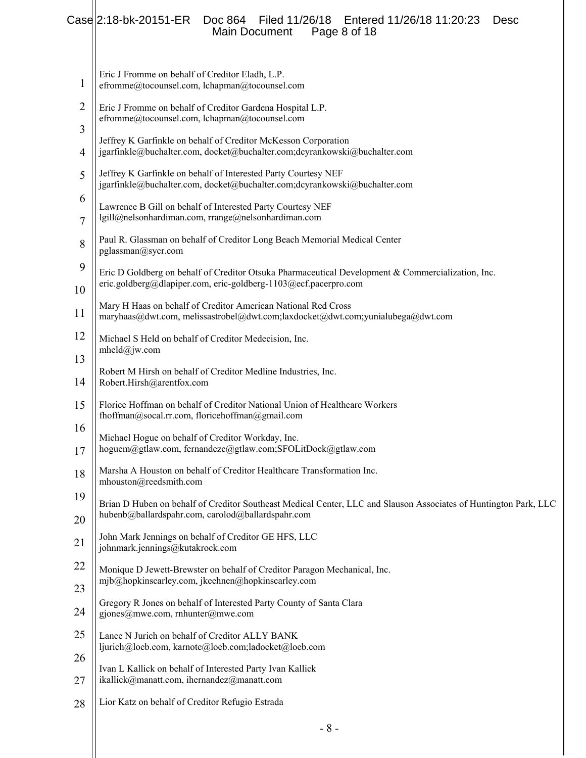Eric J Fromme on behalf of Creditor Eladh, L.P.
efromme@tocounsel.com, lchapman@tocounsel.com

Eric J Fromme on behalf of Creditor Gardena Hospital L.P.
efromme@tocounsel.com, lchapman@tocounsel.com

Jeffrey K Garfinkle on behalf of Creditor McKesson Corporation
jgarfinkle@buchalter.com, docket@buchalter.com;dcyrankowski@buchalter.com

Jeffrey K Garfinkle on behalf of Interested Party Courtesy NEF
jgarfinkle@buchalter.com, docket@buchalter.com;dcyrankowski@buchalter.com

Lawrence B Gill on behalf of Interested Party Courtesy NEF
lgill@nelsonhardiman.com, rrange@nelsonhardiman.com

Paul R. Glassman on behalf of Creditor Long Beach Memorial Medical Center
pglassman@sycr.com

Eric D Goldberg on behalf of Creditor Otsuka Pharmaceutical Development & Commercialization, Inc.
eric.goldberg@dlapiper.com, eric-goldberg-1103@ecf.pacerpro.com

Mary H Haas on behalf of Creditor American National Red Cross
maryhaas@dwt.com, melissastrobel@dwt.com;laxdocket@dwt.com;yunialubega@dwt.com

Michael S Held on behalf of Creditor Medecision, Inc.
mheld@jw.com

Robert M Hirsh on behalf of Creditor Medline Industries, Inc.
Robert.Hirsh@arentfox.com

Florice Hoffman on behalf of Creditor National Union of Healthcare Workers
fhoffman@socal.rr.com, floricehoffman@gmail.com

Michael Hogue on behalf of Creditor Workday, Inc.
hoguem@gtlaw.com, fernandezc@gtlaw.com;SFOLitDock@gtlaw.com

Marsha A Houston on behalf of Creditor Healthcare Transformation Inc.
mhouston@reedsmith.com

Brian D Huben on behalf of Creditor Southeast Medical Center, LLC and Slauson Associates of Huntington Park, LLC
hubenb@ballardspahr.com, carolod@ballardspahr.com

John Mark Jennings on behalf of Creditor GE HFS, LLC
johnmark.jennings@kutakrock.com

Monique D Jewett-Brewster on behalf of Creditor Paragon Mechanical, Inc.
mjb@hopkinscarley.com, jkeehnen@hopkinscarley.com

Gregory R Jones on behalf of Interested Party County of Santa Clara
gjones@mwe.com, rnhunter@mwe.com

Lance N Jurich on behalf of Creditor ALLY BANK
ljurich@loeb.com, karnote@loeb.com;ladocket@loeb.com

Ivan L Kallick on behalf of Interested Party Ivan Kallick
ikallick@manatt.com, ihernandez@manatt.com

Lior Katz on behalf of Creditor Refugio Estrada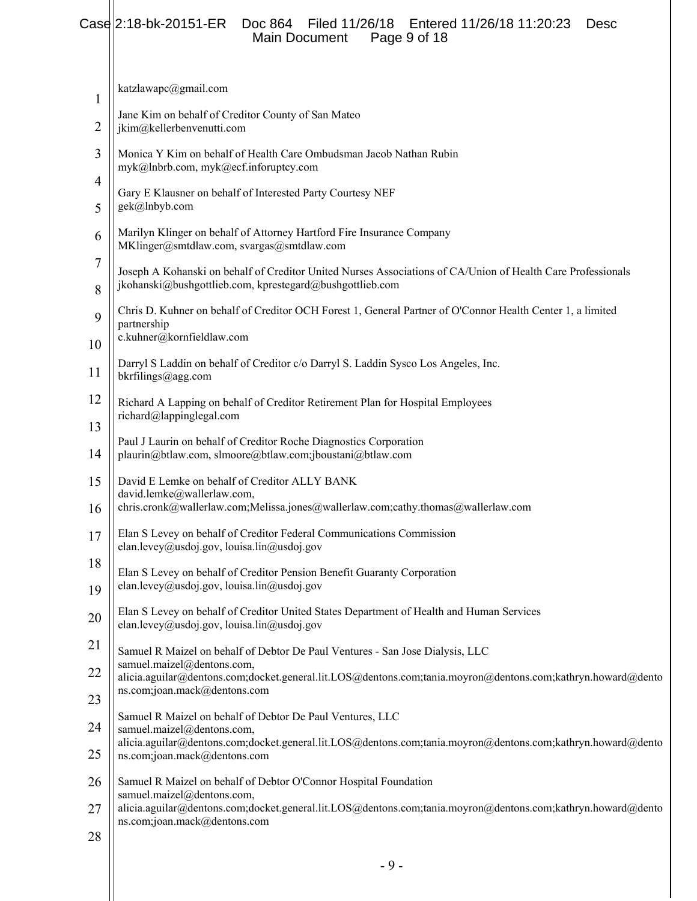katzlawapc@gmail.com

Jane Kim on behalf of Creditor County of San Mateo
jkim@kellerbenvenutti.com

Monica Y Kim on behalf of Health Care Ombudsman Jacob Nathan Rubin
myk@lnbrb.com, myk@ecf.inforuptcy.com

Gary E Klausner on behalf of Interested Party Courtesy NEF
gek@lnbyb.com

Marilyn Klinger on behalf of Attorney Hartford Fire Insurance Company
MKlinger@smtdlaw.com, svargas@smtdlaw.com

Joseph A Kohanski on behalf of Creditor United Nurses Associations of CA/Union of Health Care Professionals
jkohanski@bushgottlieb.com, kprestegard@bushgottlieb.com

Chris D. Kuhner on behalf of Creditor OCH Forest 1, General Partner of O'Connor Health Center 1, a limited partnership
c.kuhner@kornfieldlaw.com

Darryl S Laddin on behalf of Creditor c/o Darryl S. Laddin Sysco Los Angeles, Inc.
bkrfilings@agg.com

Richard A Lapping on behalf of Creditor Retirement Plan for Hospital Employees
richard@lappinglegal.com

Paul J Laurin on behalf of Creditor Roche Diagnostics Corporation
plaurin@btlaw.com, slmoore@btlaw.com;jboustani@btlaw.com

David E Lemke on behalf of Creditor ALLY BANK
david.lemke@wallerlaw.com,
chris.cronk@wallerlaw.com;Melissa.jones@wallerlaw.com;cathy.thomas@wallerlaw.com

Elan S Levey on behalf of Creditor Federal Communications Commission
elan.levey@usdoj.gov, louisa.lin@usdoj.gov

Elan S Levey on behalf of Creditor Pension Benefit Guaranty Corporation
elan.levey@usdoj.gov, louisa.lin@usdoj.gov

Elan S Levey on behalf of Creditor United States Department of Health and Human Services
elan.levey@usdoj.gov, louisa.lin@usdoj.gov

Samuel R Maizel on behalf of Debtor De Paul Ventures - San Jose Dialysis, LLC
samuel.maizel@dentons.com,
alicia.aguilar@dentons.com;docket.general.lit.LOS@dentons.com;tania.moyron@dentons.com;kathryn.howard@dentons.com;joan.mack@dentons.com

Samuel R Maizel on behalf of Debtor De Paul Ventures, LLC
samuel.maizel@dentons.com,
alicia.aguilar@dentons.com;docket.general.lit.LOS@dentons.com;tania.moyron@dentons.com;kathryn.howard@dentons.com;joan.mack@dentons.com

Samuel R Maizel on behalf of Debtor O'Connor Hospital Foundation
samuel.maizel@dentons.com,
alicia.aguilar@dentons.com;docket.general.lit.LOS@dentons.com;tania.moyron@dentons.com;kathryn.howard@dentons.com;joan.mack@dentons.com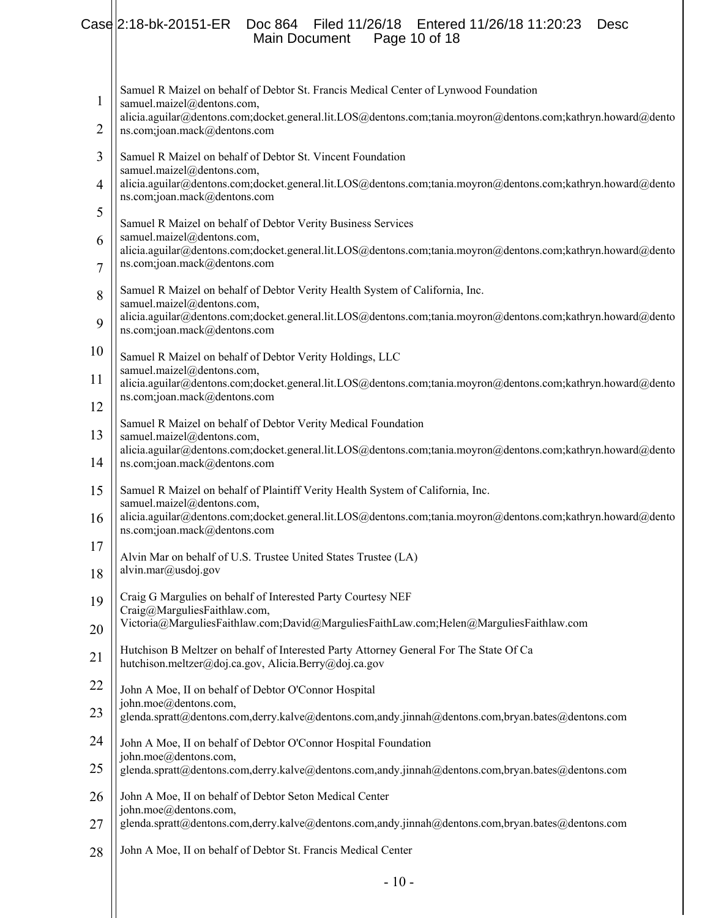Samuel R Maizel on behalf of Debtor St. Francis Medical Center of Lynwood Foundation
samuel.maizel@dentons.com,
alicia.aguilar@dentons.com;docket.general.lit.LOS@dentons.com;tania.moyron@dentons.com;kathryn.howard@dentons.com;joan.mack@dentons.com

Samuel R Maizel on behalf of Debtor St. Vincent Foundation
samuel.maizel@dentons.com,
alicia.aguilar@dentons.com;docket.general.lit.LOS@dentons.com;tania.moyron@dentons.com;kathryn.howard@dentons.com;joan.mack@dentons.com

Samuel R Maizel on behalf of Debtor Verity Business Services
samuel.maizel@dentons.com,
alicia.aguilar@dentons.com;docket.general.lit.LOS@dentons.com;tania.moyron@dentons.com;kathryn.howard@dentons.com;joan.mack@dentons.com

Samuel R Maizel on behalf of Debtor Verity Health System of California, Inc.
samuel.maizel@dentons.com,
alicia.aguilar@dentons.com;docket.general.lit.LOS@dentons.com;tania.moyron@dentons.com;kathryn.howard@dentons.com;joan.mack@dentons.com

Samuel R Maizel on behalf of Debtor Verity Holdings, LLC
samuel.maizel@dentons.com,
alicia.aguilar@dentons.com;docket.general.lit.LOS@dentons.com;tania.moyron@dentons.com;kathryn.howard@dentons.com;joan.mack@dentons.com

Samuel R Maizel on behalf of Debtor Verity Medical Foundation
samuel.maizel@dentons.com,
alicia.aguilar@dentons.com;docket.general.lit.LOS@dentons.com;tania.moyron@dentons.com;kathryn.howard@dentons.com;joan.mack@dentons.com

Samuel R Maizel on behalf of Plaintiff Verity Health System of California, Inc.
samuel.maizel@dentons.com,
alicia.aguilar@dentons.com;docket.general.lit.LOS@dentons.com;tania.moyron@dentons.com;kathryn.howard@dentons.com;joan.mack@dentons.com

Alvin Mar on behalf of U.S. Trustee United States Trustee (LA)
alvin.mar@usdoj.gov

Craig G Margulies on behalf of Interested Party Courtesy NEF
Craig@MarguliesFaithlaw.com,
Victoria@MarguliesFaithlaw.com;David@MarguliesFaithLaw.com;Helen@MarguliesFaithlaw.com

Hutchison B Meltzer on behalf of Interested Party Attorney General For The State Of Ca
hutchison.meltzer@doj.ca.gov, Alicia.Berry@doj.ca.gov

John A Moe, II on behalf of Debtor O'Connor Hospital
john.moe@dentons.com,
glenda.spratt@dentons.com,derry.kalve@dentons.com,andy.jinnah@dentons.com,bryan.bates@dentons.com

John A Moe, II on behalf of Debtor O'Connor Hospital Foundation
john.moe@dentons.com,
glenda.spratt@dentons.com,derry.kalve@dentons.com,andy.jinnah@dentons.com,bryan.bates@dentons.com

John A Moe, II on behalf of Debtor Seton Medical Center
john.moe@dentons.com,
glenda.spratt@dentons.com,derry.kalve@dentons.com,andy.jinnah@dentons.com,bryan.bates@dentons.com

John A Moe, II on behalf of Debtor St. Francis Medical Center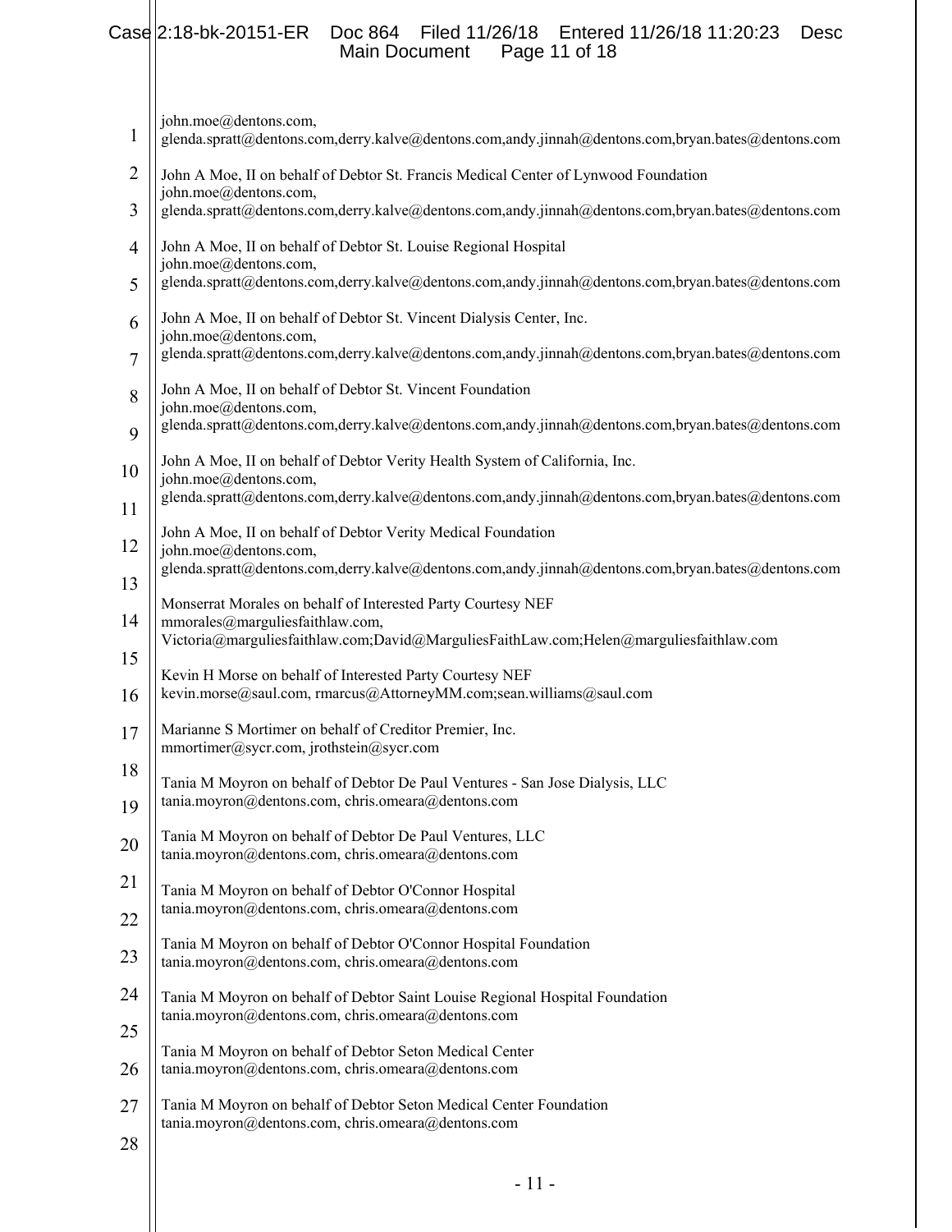john.moe@dentons.com,
glenda.spratt@dentons.com,derry.kalve@dentons.com,andy.jinnah@dentons.com,bryan.bates@dentons.com

John A Moe, II on behalf of Debtor St. Francis Medical Center of Lynwood Foundation
john.moe@dentons.com,
glenda.spratt@dentons.com,derry.kalve@dentons.com,andy.jinnah@dentons.com,bryan.bates@dentons.com

John A Moe, II on behalf of Debtor St. Louise Regional Hospital
john.moe@dentons.com,
glenda.spratt@dentons.com,derry.kalve@dentons.com,andy.jinnah@dentons.com,bryan.bates@dentons.com

John A Moe, II on behalf of Debtor St. Vincent Dialysis Center, Inc.
john.moe@dentons.com,
glenda.spratt@dentons.com,derry.kalve@dentons.com,andy.jinnah@dentons.com,bryan.bates@dentons.com

John A Moe, II on behalf of Debtor St. Vincent Foundation
john.moe@dentons.com,
glenda.spratt@dentons.com,derry.kalve@dentons.com,andy.jinnah@dentons.com,bryan.bates@dentons.com

John A Moe, II on behalf of Debtor Verity Health System of California, Inc.
john.moe@dentons.com,
glenda.spratt@dentons.com,derry.kalve@dentons.com,andy.jinnah@dentons.com,bryan.bates@dentons.com

John A Moe, II on behalf of Debtor Verity Medical Foundation
john.moe@dentons.com,
glenda.spratt@dentons.com,derry.kalve@dentons.com,andy.jinnah@dentons.com,bryan.bates@dentons.com

Monserrat Morales on behalf of Interested Party Courtesy NEF
mmorales@marguliesfaithlaw.com,
Victoria@marguliesfaithlaw.com;David@MarguliesFaithLaw.com;Helen@marguliesfaithlaw.com

Kevin H Morse on behalf of Interested Party Courtesy NEF
kevin.morse@saul.com, rmarcus@AttorneyMM.com;sean.williams@saul.com

Marianne S Mortimer on behalf of Creditor Premier, Inc.
mmortimer@sycr.com, jrothstein@sycr.com

Tania M Moyron on behalf of Debtor De Paul Ventures - San Jose Dialysis, LLC
tania.moyron@dentons.com, chris.omeara@dentons.com

Tania M Moyron on behalf of Debtor De Paul Ventures, LLC
tania.moyron@dentons.com, chris.omeara@dentons.com

Tania M Moyron on behalf of Debtor O'Connor Hospital
tania.moyron@dentons.com, chris.omeara@dentons.com

Tania M Moyron on behalf of Debtor O'Connor Hospital Foundation
tania.moyron@dentons.com, chris.omeara@dentons.com

Tania M Moyron on behalf of Debtor Saint Louise Regional Hospital Foundation
tania.moyron@dentons.com, chris.omeara@dentons.com

Tania M Moyron on behalf of Debtor Seton Medical Center
tania.moyron@dentons.com, chris.omeara@dentons.com

Tania M Moyron on behalf of Debtor Seton Medical Center Foundation
tania.moyron@dentons.com, chris.omeara@dentons.com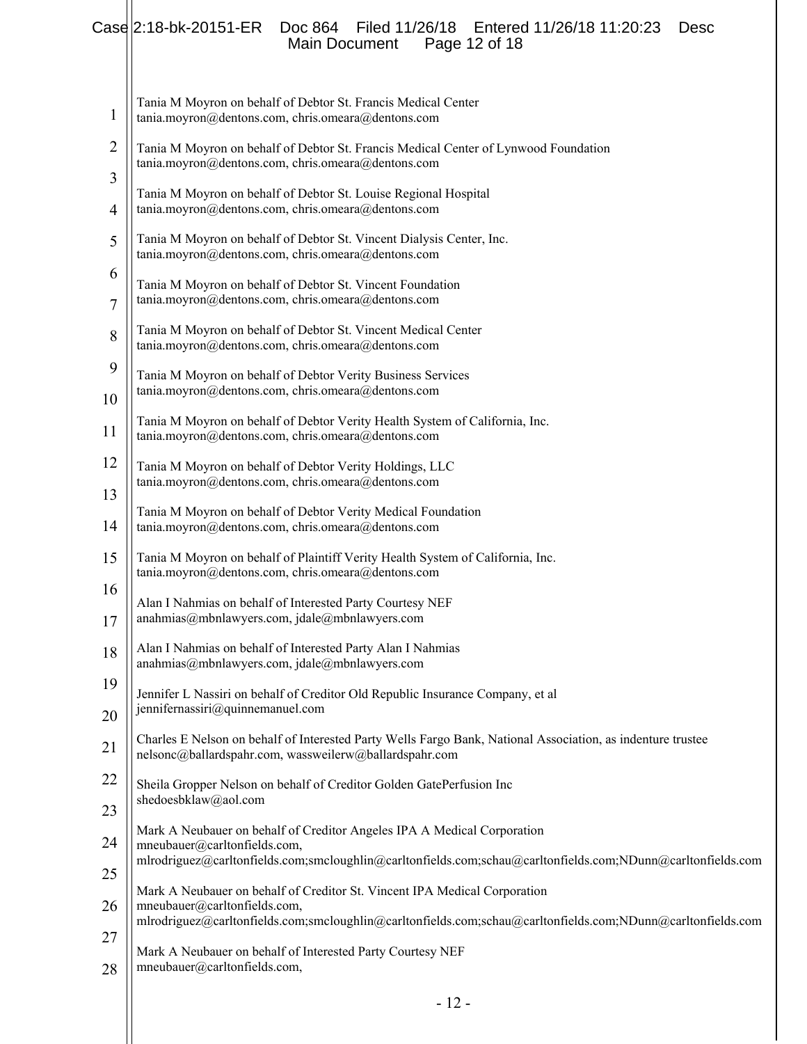Tania M Moyron on behalf of Debtor St. Francis Medical Center
tania.moyron@dentons.com, chris.omeara@dentons.com

Tania M Moyron on behalf of Debtor St. Francis Medical Center of Lynwood Foundation
tania.moyron@dentons.com, chris.omeara@dentons.com

Tania M Moyron on behalf of Debtor St. Louise Regional Hospital
tania.moyron@dentons.com, chris.omeara@dentons.com

Tania M Moyron on behalf of Debtor St. Vincent Dialysis Center, Inc.
tania.moyron@dentons.com, chris.omeara@dentons.com

Tania M Moyron on behalf of Debtor St. Vincent Foundation
tania.moyron@dentons.com, chris.omeara@dentons.com

Tania M Moyron on behalf of Debtor St. Vincent Medical Center
tania.moyron@dentons.com, chris.omeara@dentons.com

Tania M Moyron on behalf of Debtor Verity Business Services
tania.moyron@dentons.com, chris.omeara@dentons.com

Tania M Moyron on behalf of Debtor Verity Health System of California, Inc.
tania.moyron@dentons.com, chris.omeara@dentons.com

Tania M Moyron on behalf of Debtor Verity Holdings, LLC
tania.moyron@dentons.com, chris.omeara@dentons.com

Tania M Moyron on behalf of Debtor Verity Medical Foundation
tania.moyron@dentons.com, chris.omeara@dentons.com

Tania M Moyron on behalf of Plaintiff Verity Health System of California, Inc.
tania.moyron@dentons.com, chris.omeara@dentons.com

Alan I Nahmias on behalf of Interested Party Courtesy NEF
anahmias@mbnlawyers.com, jdale@mbnlawyers.com

Alan I Nahmias on behalf of Interested Party Alan I Nahmias
anahmias@mbnlawyers.com, jdale@mbnlawyers.com

Jennifer L Nassiri on behalf of Creditor Old Republic Insurance Company, et al
jennifernassiri@quinnemanuel.com

Charles E Nelson on behalf of Interested Party Wells Fargo Bank, National Association, as indenture trustee
nelsonc@ballardspahr.com, wassweilerw@ballardspahr.com

Sheila Gropper Nelson on behalf of Creditor Golden GatePerfusion Inc
shedoesbklaw@aol.com

Mark A Neubauer on behalf of Creditor Angeles IPA A Medical Corporation
mneubauer@carltonfields.com,
mlrodriguez@carltonfields.com;smcloughlin@carltonfields.com;schau@carltonfields.com;NDunn@carltonfields.com

Mark A Neubauer on behalf of Creditor St. Vincent IPA Medical Corporation
mneubauer@carltonfields.com,
mlrodriguez@carltonfields.com;smcloughlin@carltonfields.com;schau@carltonfields.com;NDunn@carltonfields.com

Mark A Neubauer on behalf of Interested Party Courtesy NEF
mneubauer@carltonfields.com,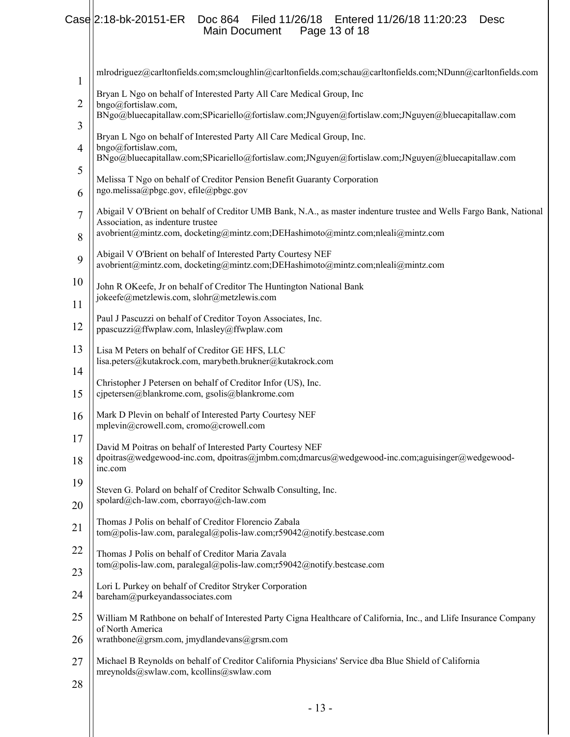mlrodriguez@carltonfields.com;smcloughlin@carltonfields.com;schau@carltonfields.com;NDunn@carltonfields.com

Bryan L Ngo on behalf of Interested Party All Care Medical Group, Inc
bngo@fortislaw.com,
BNgo@bluecapitallaw.com;SPicariello@fortislaw.com;JNguyen@fortislaw.com;JNguyen@bluecapitallaw.com

Bryan L Ngo on behalf of Interested Party All Care Medical Group, Inc.
bngo@fortislaw.com,
BNgo@bluecapitallaw.com;SPicariello@fortislaw.com;JNguyen@fortislaw.com;JNguyen@bluecapitallaw.com

Melissa T Ngo on behalf of Creditor Pension Benefit Guaranty Corporation
ngo.melissa@pbgc.gov, efile@pbgc.gov

Abigail V O'Brient on behalf of Creditor UMB Bank, N.A., as master indenture trustee and Wells Fargo Bank, National Association, as indenture trustee
avobrient@mintz.com, docketing@mintz.com;DEHashimoto@mintz.com;nleali@mintz.com

Abigail V O'Brient on behalf of Interested Party Courtesy NEF
avobrient@mintz.com, docketing@mintz.com;DEHashimoto@mintz.com;nleali@mintz.com

John R OKeefe, Jr on behalf of Creditor The Huntington National Bank
jokeefe@metzlewis.com, slohr@metzlewis.com

Paul J Pascuzzi on behalf of Creditor Toyon Associates, Inc.
ppascuzzi@ffwplaw.com, lnlasley@ffwplaw.com

Lisa M Peters on behalf of Creditor GE HFS, LLC
lisa.peters@kutakrock.com, marybeth.brukner@kutakrock.com

Christopher J Petersen on behalf of Creditor Infor (US), Inc.
cjpetersen@blankrome.com, gsolis@blankrome.com

Mark D Plevin on behalf of Interested Party Courtesy NEF
mplevin@crowell.com, cromo@crowell.com

David M Poitras on behalf of Interested Party Courtesy NEF
dpoitras@wedgewood-inc.com, dpoitras@jmbm.com;dmarcus@wedgewood-inc.com;aguisinger@wedgewood-inc.com

Steven G. Polard on behalf of Creditor Schwalb Consulting, Inc.
spolard@ch-law.com, cborrayo@ch-law.com

Thomas J Polis on behalf of Creditor Florencio Zabala
tom@polis-law.com, paralegal@polis-law.com;r59042@notify.bestcase.com

Thomas J Polis on behalf of Creditor Maria Zavala
tom@polis-law.com, paralegal@polis-law.com;r59042@notify.bestcase.com

Lori L Purkey on behalf of Creditor Stryker Corporation
bareham@purkeyandassociates.com

William M Rathbone on behalf of Interested Party Cigna Healthcare of California, Inc., and Llife Insurance Company of North America
wrathbone@grsm.com, jmydlandevans@grsm.com

Michael B Reynolds on behalf of Creditor California Physicians' Service dba Blue Shield of California
mreynolds@swlaw.com, kcollins@swlaw.com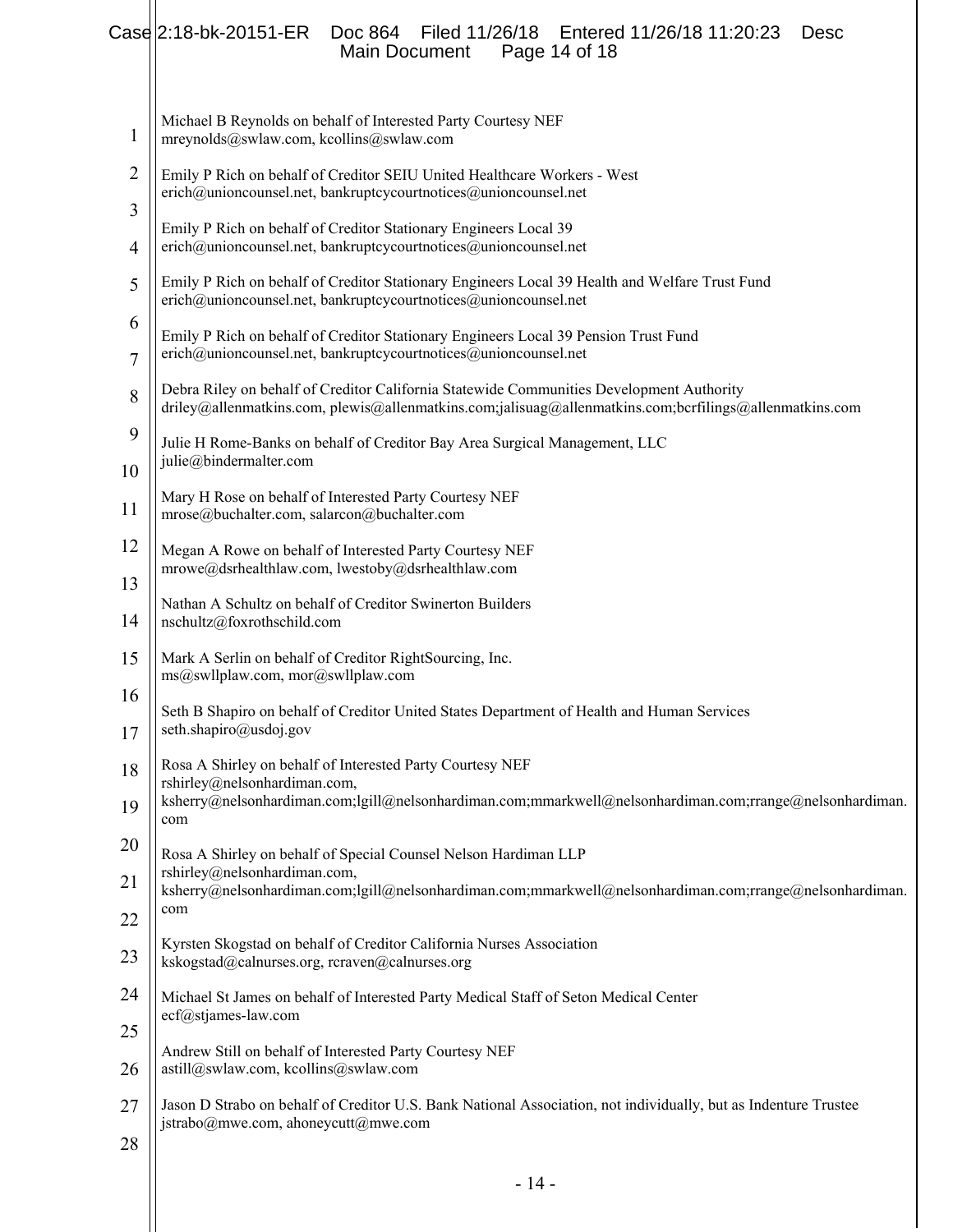Michael B Reynolds on behalf of Interested Party Courtesy NEF
mreynolds@swlaw.com, kcollins@swlaw.com

Emily P Rich on behalf of Creditor SEIU United Healthcare Workers - West
erich@unioncounsel.net, bankruptcycourtnotices@unioncounsel.net

Emily P Rich on behalf of Creditor Stationary Engineers Local 39
erich@unioncounsel.net, bankruptcycourtnotices@unioncounsel.net

Emily P Rich on behalf of Creditor Stationary Engineers Local 39 Health and Welfare Trust Fund
erich@unioncounsel.net, bankruptcycourtnotices@unioncounsel.net

Emily P Rich on behalf of Creditor Stationary Engineers Local 39 Pension Trust Fund
erich@unioncounsel.net, bankruptcycourtnotices@unioncounsel.net

Debra Riley on behalf of Creditor California Statewide Communities Development Authority
driley@allenmatkins.com, plewis@allenmatkins.com;jalisuag@allenmatkins.com;bcrfilings@allenmatkins.com

Julie H Rome-Banks on behalf of Creditor Bay Area Surgical Management, LLC
julie@bindermalter.com

Mary H Rose on behalf of Interested Party Courtesy NEF
mrose@buchalter.com, salarcon@buchalter.com

Megan A Rowe on behalf of Interested Party Courtesy NEF
mrowe@dsrhealthlaw.com, lwestoby@dsrhealthlaw.com

Nathan A Schultz on behalf of Creditor Swinerton Builders
nschultz@foxrothschild.com

Mark A Serlin on behalf of Creditor RightSourcing, Inc.
ms@swllplaw.com, mor@swllplaw.com

Seth B Shapiro on behalf of Creditor United States Department of Health and Human Services
seth.shapiro@usdoj.gov

Rosa A Shirley on behalf of Interested Party Courtesy NEF
rshirley@nelsonhardiman.com,
ksherry@nelsonhardiman.com;lgill@nelsonhardiman.com;mmarkwell@nelsonhardiman.com;rrange@nelsonhardiman.com

Rosa A Shirley on behalf of Special Counsel Nelson Hardiman LLP
rshirley@nelsonhardiman.com,
ksherry@nelsonhardiman.com;lgill@nelsonhardiman.com;mmarkwell@nelsonhardiman.com;rrange@nelsonhardiman.com

Kyrsten Skogstad on behalf of Creditor California Nurses Association
kskogstad@calnurses.org, rcraven@calnurses.org

Michael St James on behalf of Interested Party Medical Staff of Seton Medical Center
ecf@stjames-law.com

Andrew Still on behalf of Interested Party Courtesy NEF
astill@swlaw.com, kcollins@swlaw.com

Jason D Strabo on behalf of Creditor U.S. Bank National Association, not individually, but as Indenture Trustee
jstrabo@mwe.com, ahoneycutt@mwe.com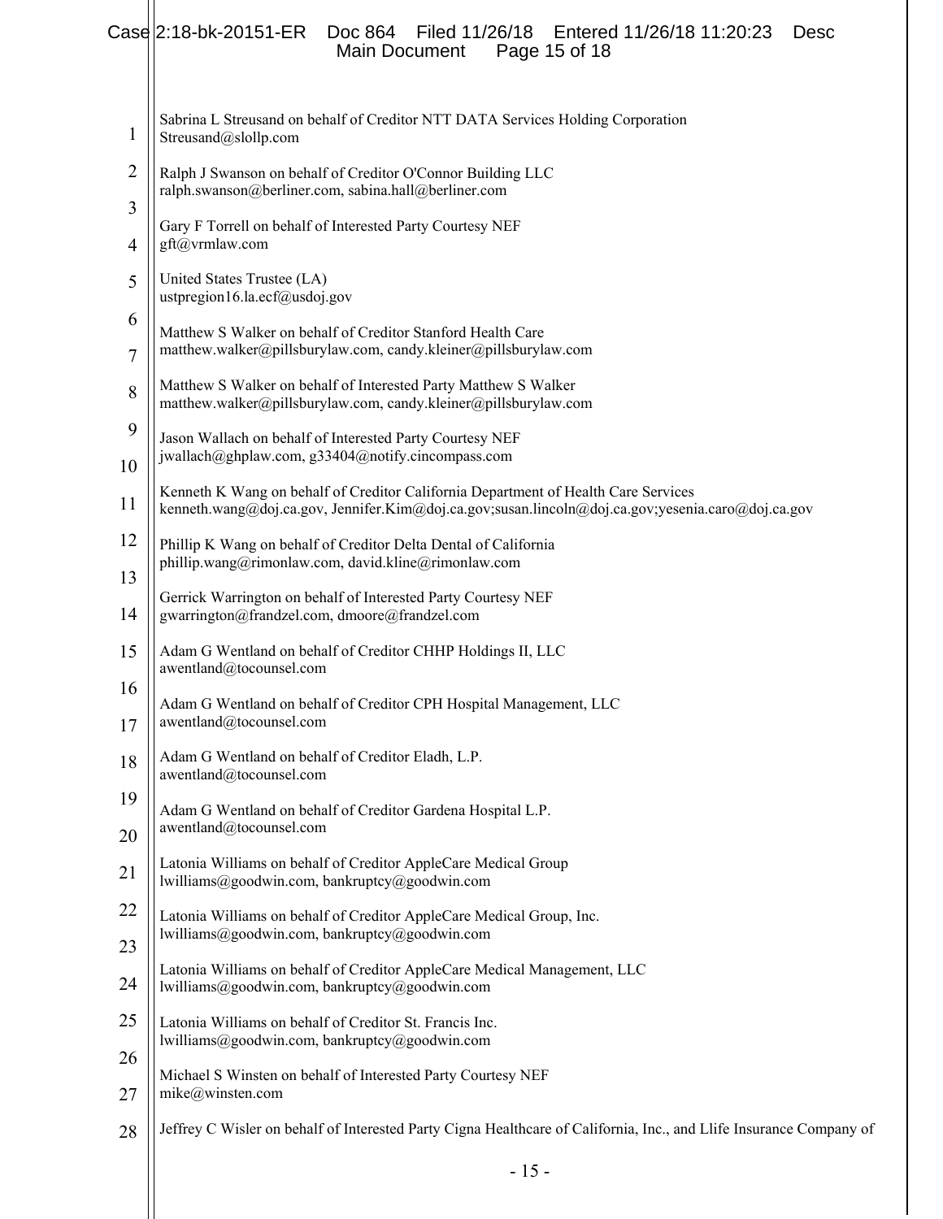Sabrina L Streusand on behalf of Creditor NTT DATA Services Holding Corporation
Streusand@slollp.com

Ralph J Swanson on behalf of Creditor O'Connor Building LLC
ralph.swanson@berliner.com, sabina.hall@berliner.com

Gary F Torrell on behalf of Interested Party Courtesy NEF
gft@vrmlaw.com

United States Trustee (LA)
ustpregion16.la.ecf@usdoj.gov

Matthew S Walker on behalf of Creditor Stanford Health Care
matthew.walker@pillsburylaw.com, candy.kleiner@pillsburylaw.com

Matthew S Walker on behalf of Interested Party Matthew S Walker
matthew.walker@pillsburylaw.com, candy.kleiner@pillsburylaw.com

Jason Wallach on behalf of Interested Party Courtesy NEF
jwallach@ghplaw.com, g33404@notify.cincompass.com

Kenneth K Wang on behalf of Creditor California Department of Health Care Services
kenneth.wang@doj.ca.gov, Jennifer.Kim@doj.ca.gov;susan.lincoln@doj.ca.gov;yesenia.caro@doj.ca.gov

Phillip K Wang on behalf of Creditor Delta Dental of California
phillip.wang@rimonlaw.com, david.kline@rimonlaw.com

Gerrick Warrington on behalf of Interested Party Courtesy NEF
gwarrington@frandzel.com, dmoore@frandzel.com

Adam G Wentland on behalf of Creditor CHHP Holdings II, LLC
awentland@tocounsel.com

Adam G Wentland on behalf of Creditor CPH Hospital Management, LLC
awentland@tocounsel.com

Adam G Wentland on behalf of Creditor Eladh, L.P.
awentland@tocounsel.com

Adam G Wentland on behalf of Creditor Gardena Hospital L.P.
awentland@tocounsel.com

Latonia Williams on behalf of Creditor AppleCare Medical Group
lwilliams@goodwin.com, bankruptcy@goodwin.com

Latonia Williams on behalf of Creditor AppleCare Medical Group, Inc.
lwilliams@goodwin.com, bankruptcy@goodwin.com

Latonia Williams on behalf of Creditor AppleCare Medical Management, LLC
lwilliams@goodwin.com, bankruptcy@goodwin.com

Latonia Williams on behalf of Creditor St. Francis Inc.
lwilliams@goodwin.com, bankruptcy@goodwin.com

Michael S Winsten on behalf of Interested Party Courtesy NEF
mike@winsten.com

Jeffrey C Wisler on behalf of Interested Party Cigna Healthcare of California, Inc., and Llife Insurance Company of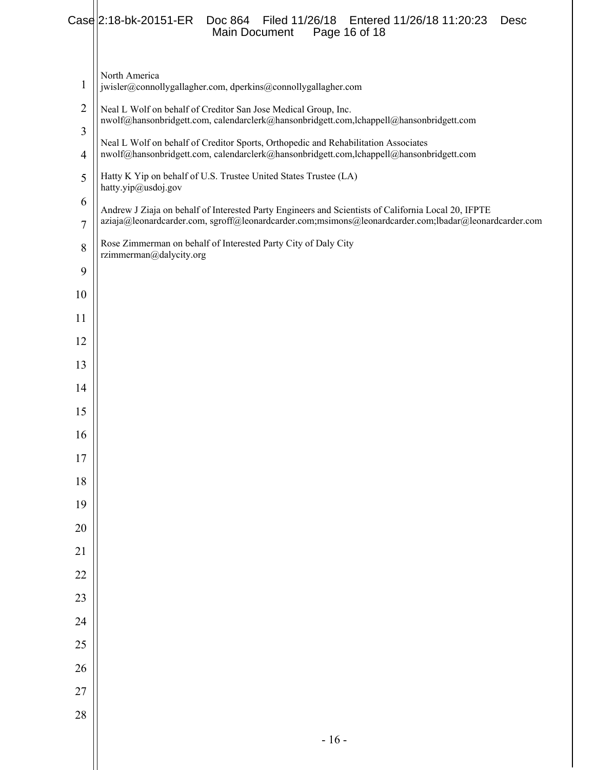North America
jwisler@connollygallagher.com, dperkins@connollygallagher.com

Neal L Wolf on behalf of Creditor San Jose Medical Group, Inc.
nwolf@hansonbridgett.com, calendarclerk@hansonbridgett.com,lchappell@hansonbridgett.com

Neal L Wolf on behalf of Creditor Sports, Orthopedic and Rehabilitation Associates
nwolf@hansonbridgett.com, calendarclerk@hansonbridgett.com,lchappell@hansonbridgett.com

Hatty K Yip on behalf of U.S. Trustee United States Trustee (LA)
hatty.yip@usdoj.gov

Andrew J Ziaja on behalf of Interested Party Engineers and Scientists of California Local 20, IFPTE
aziaja@leonardcarder.com, sgroff@leonardcarder.com;msimons@leonardcarder.com;lbadar@leonardcarder.com

Rose Zimmerman on behalf of Interested Party City of Daly City
rzimmerman@dalycity.org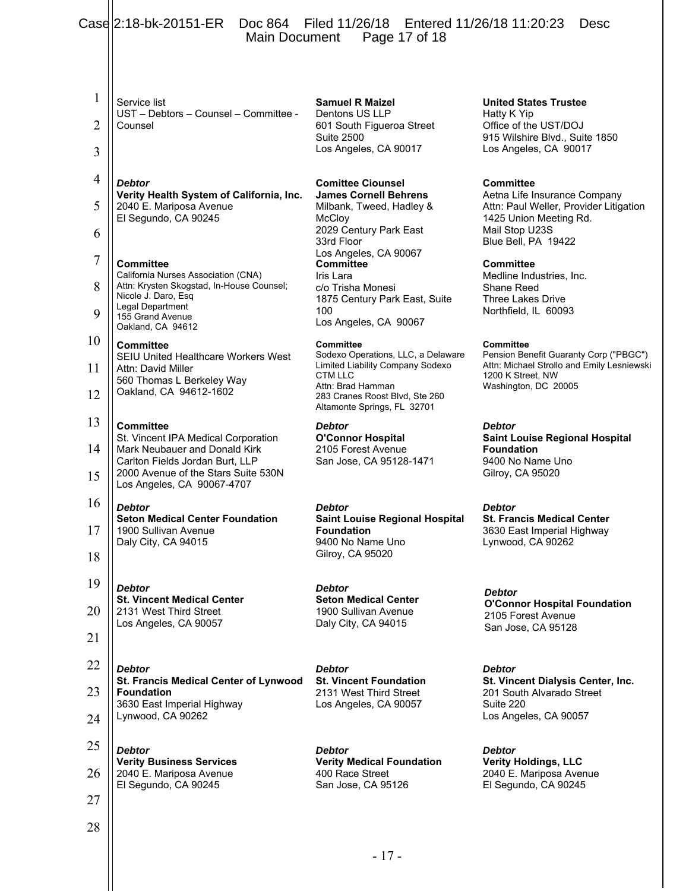Service list
UST – Debtors – Counsel – Committee - Counsel

**Samuel R Maizel**
Dentons US LLP
601 South Figueroa Street
Suite 2500
Los Angeles, CA 90017

**United States Trustee**
Hatty K Yip
Office of the UST/DOJ
915 Wilshire Blvd., Suite 1850
Los Angeles, CA 90017

***Debtor***
**Verity Health System of California, Inc.**
2040 E. Mariposa Avenue
El Segundo, CA 90245

**Comittee Ciounsel**
**James Cornell Behrens**
Milbank, Tweed, Hadley & McCloy
2029 Century Park East
33rd Floor
Los Angeles, CA 90067

**Committee**
Aetna Life Insurance Company
Attn: Paul Weller, Provider Litigation
1425 Union Meeting Rd.
Mail Stop U23S
Blue Bell, PA 19422

**Committee**
California Nurses Association (CNA)
Attn: Krysten Skogstad, In-House Counsel; Nicole J. Daro, Esq
Legal Department
155 Grand Avenue
Oakland, CA 94612

**Committee**
Iris Lara
c/o Trisha Monesi
1875 Century Park East, Suite 100
Los Angeles, CA 90067

**Committee**
Medline Industries, Inc.
Shane Reed
Three Lakes Drive
Northfield, IL 60093

**Committee**
SEIU United Healthcare Workers West
Attn: David Miller
560 Thomas L Berkeley Way
Oakland, CA 94612-1602

**Committee**
Sodexo Operations, LLC, a Delaware Limited Liability Company Sodexo CTM LLC
Attn: Brad Hamman
283 Cranes Roost Blvd, Ste 260
Altamonte Springs, FL 32701

**Committee**
Pension Benefit Guaranty Corp ("PBGC")
Attn: Michael Strollo and Emily Lesniewski
1200 K Street, NW
Washington, DC 20005

**Committee**
St. Vincent IPA Medical Corporation
Mark Neubauer and Donald Kirk
Carlton Fields Jordan Burt, LLP
2000 Avenue of the Stars Suite 530N
Los Angeles, CA 90067-4707

***Debtor***
**O'Connor Hospital**
2105 Forest Avenue
San Jose, CA 95128-1471

***Debtor***
**Saint Louise Regional Hospital Foundation**
9400 No Name Uno
Gilroy, CA 95020

***Debtor***
**Seton Medical Center Foundation**
1900 Sullivan Avenue
Daly City, CA 94015

***Debtor***
**Saint Louise Regional Hospital Foundation**
9400 No Name Uno
Gilroy, CA 95020

***Debtor***
**St. Francis Medical Center**
3630 East Imperial Highway
Lynwood, CA 90262

***Debtor***
**St. Vincent Medical Center**
2131 West Third Street
Los Angeles, CA 90057

***Debtor***
**Seton Medical Center**
1900 Sullivan Avenue
Daly City, CA 94015

***Debtor***
**O'Connor Hospital Foundation**
2105 Forest Avenue
San Jose, CA 95128

***Debtor***
**St. Francis Medical Center of Lynwood Foundation**
3630 East Imperial Highway
Lynwood, CA 90262

***Debtor***
**St. Vincent Foundation**
2131 West Third Street
Los Angeles, CA 90057

***Debtor***
**St. Vincent Dialysis Center, Inc.**
201 South Alvarado Street
Suite 220
Los Angeles, CA 90057

***Debtor***
**Verity Business Services**
2040 E. Mariposa Avenue
El Segundo, CA 90245

***Debtor***
**Verity Medical Foundation**
400 Race Street
San Jose, CA 95126

***Debtor***
**Verity Holdings, LLC**
2040 E. Mariposa Avenue
El Segundo, CA 90245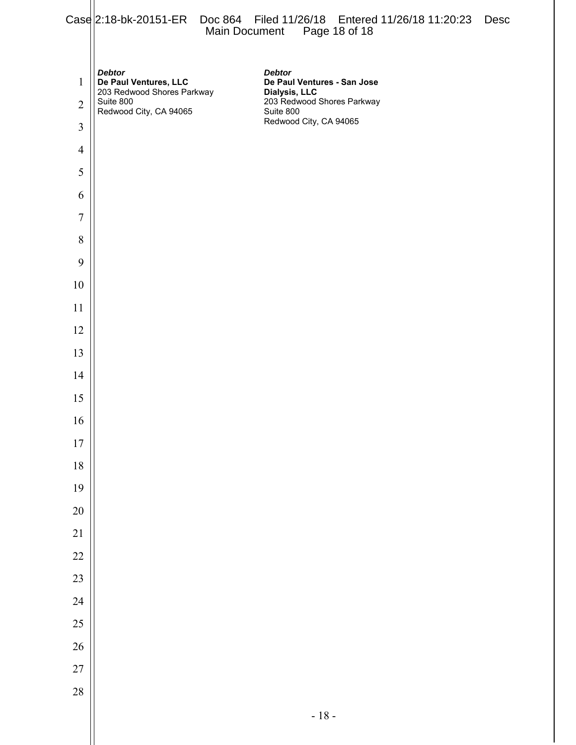***Debtor***
**De Paul Ventures, LLC**
203 Redwood Shores Parkway
Suite 800
Redwood City, CA 94065

***Debtor***
**De Paul Ventures - San Jose Dialysis, LLC**
203 Redwood Shores Parkway
Suite 800
Redwood City, CA 94065